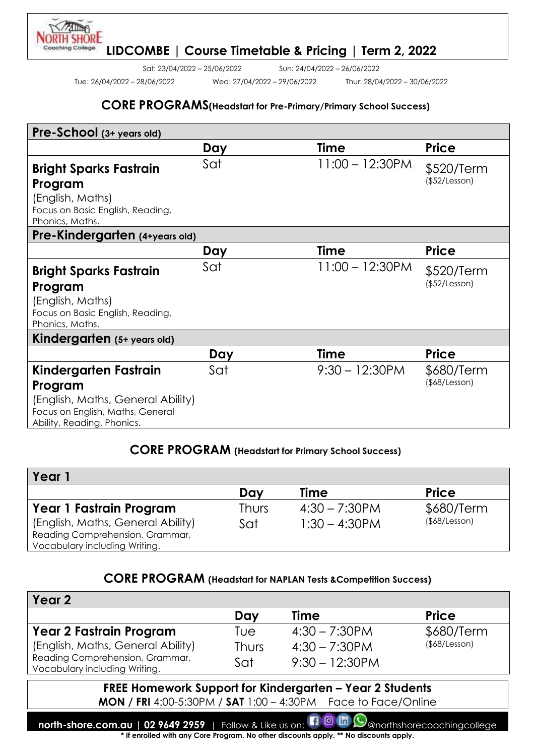# LIDCOMBE | Course Timetable & Pricing | Term 2, 2022

Sat: 23/04/2022 – 25/06/2022 Sun: 24/04/2022 – 26/06/2022

Tue: 26/04/2022 – 28/06/2022 Wed: 27/04/2022 – 29/06/2022 Thur: 28/04/2022 – 30/06/2022

## CORE PROGRAMS (Headstart for Pre-Primary/Primary School Success)

| Pre-School (3+ years old) | | | |
|---|---|---|---|
| | **Day** | **Time** | **Price** |
| **Bright Sparks Fastrain Program** (English, Maths) Focus on Basic English, Reading, Phonics, Maths. | Sat | 11:00 – 12:30PM | $520/Term ($52/Lesson) |
| **Pre-Kindergarten (4+years old)** | | | |
| | **Day** | **Time** | **Price** |
| **Bright Sparks Fastrain Program** (English, Maths) Focus on Basic English, Reading, Phonics, Maths. | Sat | 11:00 – 12:30PM | $520/Term ($52/Lesson) |
| **Kindergarten (5+ years old)** | | | |
| | **Day** | **Time** | **Price** |
| **Kindergarten Fastrain Program** (English, Maths, General Ability) Focus on English, Maths, General Ability, Reading, Phonics. | Sat | 9:30 – 12:30PM | $680/Term ($68/Lesson) |

## CORE PROGRAM (Headstart for Primary School Success)

| Year 1 | | | |
|---|---|---|---|
| | **Day** | **Time** | **Price** |
| **Year 1 Fastrain Program** (English, Maths, General Ability) Reading Comprehension, Grammar, Vocabulary including Writing. | Thurs<br>Sat | 4:30 – 7:30PM<br>1:30 – 4:30PM | $680/Term ($68/Lesson) |

## CORE PROGRAM (Headstart for NAPLAN Tests &Competition Success)

| Year 2 | | | |
|---|---|---|---|
| | **Day** | **Time** | **Price** |
| **Year 2 Fastrain Program** (English, Maths, General Ability) Reading Comprehension, Grammar, Vocabulary including Writing. | Tue<br>Thurs<br>Sat | 4:30 – 7:30PM<br>4:30 – 7:30PM<br>9:30 – 12:30PM | $680/Term ($68/Lesson) |

**FREE Homework Support for Kindergarten – Year 2 Students**

**MON / FRI** 4:00-5:30PM / **SAT** 1:00 – 4:30PM Face to Face/Online

**north-shore.com.au | 02 9649 2959** | Follow & Like us on: @northshorecoachingcollege

**\* If enrolled with any Core Program. No other discounts apply. \*\* No discounts apply.**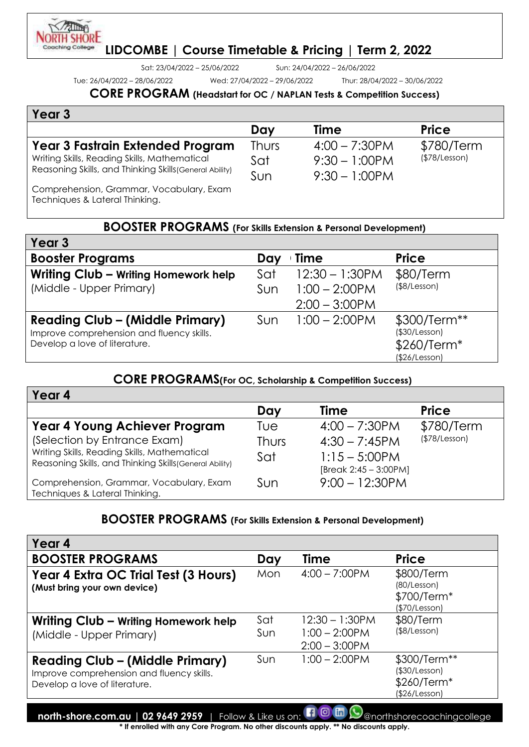# LIDCOMBE | Course Timetable & Pricing | Term 2, 2022

Sat: 23/04/2022 – 25/06/2022 Sun: 24/04/2022 – 26/06/2022

Tue: 26/04/2022 – 28/06/2022 Wed: 27/04/2022 – 29/06/2022 Thur: 28/04/2022 – 30/06/2022

## CORE PROGRAM (Headstart for OC / NAPLAN Tests & Competition Success)

| Year 3 | Day | Time | Price |
|---|---|---|---|
| **Year 3 Fastrain Extended Program**<br>Writing Skills, Reading Skills, Mathematical Reasoning Skills, and Thinking Skills(General Ability)<br>Comprehension, Grammar, Vocabulary, Exam Techniques & Lateral Thinking. | Thurs<br>Sat<br>Sun | 4:00 – 7:30PM<br>9:30 – 1:00PM<br>9:30 – 1:00PM | $780/Term<br>($78/Lesson) |

## BOOSTER PROGRAMS (For Skills Extension & Personal Development)

| Year 3<br>Booster Programs | Day | Time | Price |
|---|---|---|---|
| **Writing Club – Writing Homework help**<br>(Middle - Upper Primary) | Sat<br>Sun | 12:30 – 1:30PM<br>1:00 – 2:00PM<br>2:00 – 3:00PM | $80/Term<br>($8/Lesson) |
| **Reading Club – (Middle Primary)**<br>Improve comprehension and fluency skills. Develop a love of literature. | Sun | 1:00 – 2:00PM | $300/Term**<br>($30/Lesson)<br>$260/Term*<br>($26/Lesson) |

## CORE PROGRAMS(For OC, Scholarship & Competition Success)

| Year 4 | Day | Time | Price |
|---|---|---|---|
| **Year 4 Young Achiever Program**<br>(Selection by Entrance Exam)<br>Writing Skills, Reading Skills, Mathematical Reasoning Skills, and Thinking Skills(General Ability)<br>Comprehension, Grammar, Vocabulary, Exam Techniques & Lateral Thinking. | Tue<br>Thurs<br>Sat<br>Sun | 4:00 – 7:30PM<br>4:30 – 7:45PM<br>1:15 – 5:00PM [Break 2:45 – 3:00PM]<br>9:00 – 12:30PM | $780/Term<br>($78/Lesson) |

## BOOSTER PROGRAMS (For Skills Extension & Personal Development)

| Year 4<br>BOOSTER PROGRAMS | Day | Time | Price |
|---|---|---|---|
| **Year 4 Extra OC Trial Test (3 Hours)**<br>**(Must bring your own device)** | Mon | 4:00 – 7:00PM | $800/Term<br>(80/Lesson)<br>$700/Term*<br>($70/Lesson) |
| **Writing Club – Writing Homework help**<br>(Middle - Upper Primary) | Sat<br>Sun | 12:30 – 1:30PM<br>1:00 – 2:00PM<br>2:00 – 3:00PM | $80/Term<br>($8/Lesson) |
| **Reading Club – (Middle Primary)**<br>Improve comprehension and fluency skills. Develop a love of literature. | Sun | 1:00 – 2:00PM | $300/Term**<br>($30/Lesson)<br>$260/Term*<br>($26/Lesson) |

**north-shore.com.au | 02 9649 2959** | Follow & Like us on: @northshorecoachingcollege

**\* If enrolled with any Core Program. No other discounts apply. ** No discounts apply.**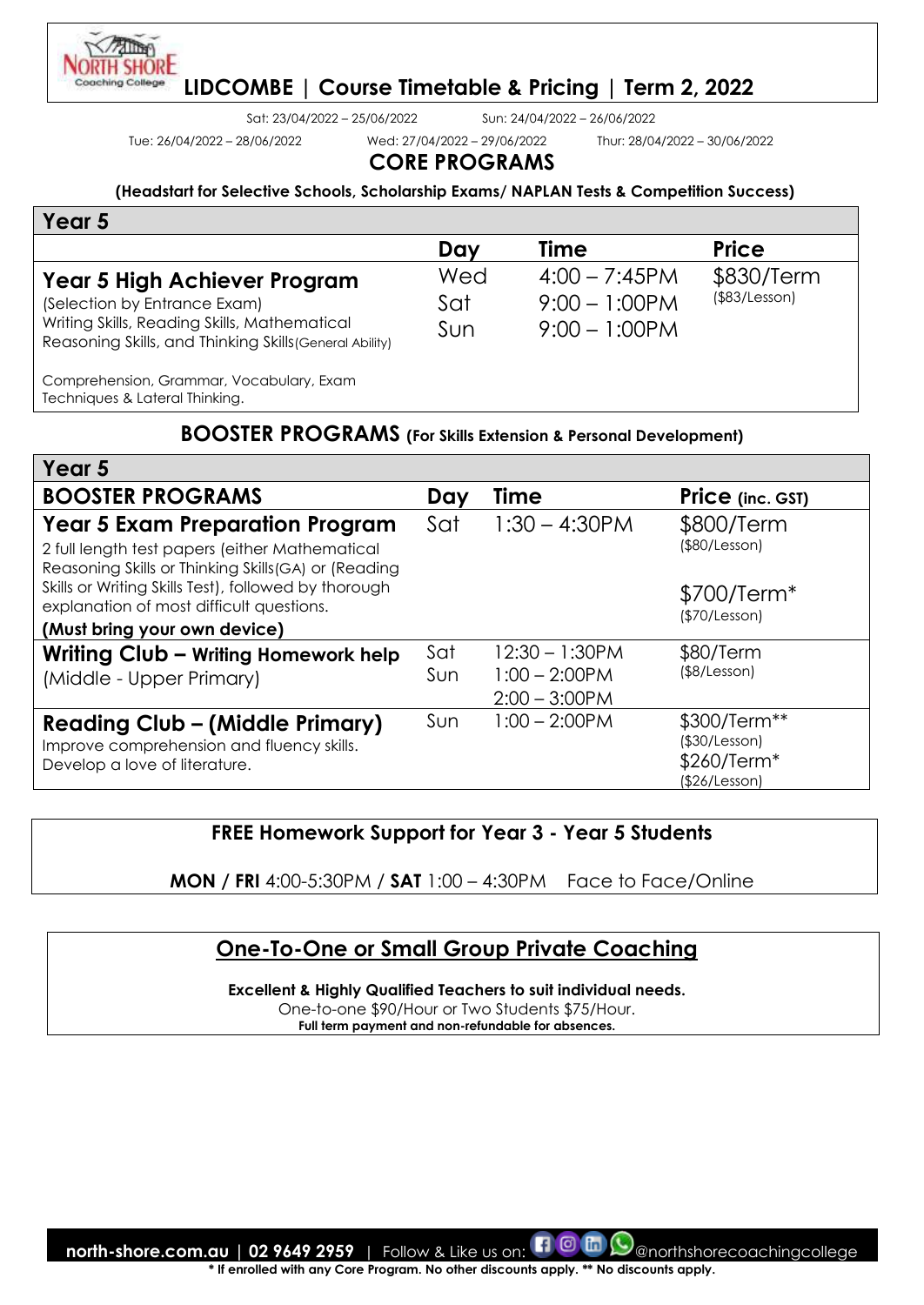# LIDCOMBE | Course Timetable & Pricing | Term 2, 2022

Sat: 23/04/2022 – 25/06/2022　　Sun: 24/04/2022 – 26/06/2022

Tue: 26/04/2022 – 28/06/2022　　Wed: 27/04/2022 – 29/06/2022　　Thur: 28/04/2022 – 30/06/2022

## CORE PROGRAMS

**(Headstart for Selective Schools, Scholarship Exams/ NAPLAN Tests & Competition Success)**

| Year 5 | | | |
|---|---|---|---|
| | **Day** | **Time** | **Price** |
| **Year 5 High Achiever Program**<br>(Selection by Entrance Exam)<br>Writing Skills, Reading Skills, Mathematical Reasoning Skills, and Thinking Skills(General Ability)<br><br>Comprehension, Grammar, Vocabulary, Exam Techniques & Lateral Thinking. | Wed<br>Sat<br>Sun | 4:00 – 7:45PM<br>9:00 – 1:00PM<br>9:00 – 1:00PM | $830/Term<br>($83/Lesson) |

## BOOSTER PROGRAMS (For Skills Extension & Personal Development)

| Year 5 | | | |
|---|---|---|---|
| **BOOSTER PROGRAMS** | **Day** | **Time** | **Price (inc. GST)** |
| **Year 5 Exam Preparation Program**<br>2 full length test papers (either Mathematical Reasoning Skills or Thinking Skills(GA) or (Reading Skills or Writing Skills Test), followed by thorough explanation of most difficult questions.<br>**(Must bring your own device)** | Sat | 1:30 – 4:30PM | $800/Term<br>($80/Lesson)<br><br>$700/Term*<br>($70/Lesson) |
| **Writing Club – Writing Homework help**<br>(Middle - Upper Primary) | Sat<br>Sun | 12:30 – 1:30PM<br>1:00 – 2:00PM<br>2:00 – 3:00PM | $80/Term<br>($8/Lesson) |
| **Reading Club – (Middle Primary)**<br>Improve comprehension and fluency skills.<br>Develop a love of literature. | Sun | 1:00 – 2:00PM | $300/Term**<br>($30/Lesson)<br>$260/Term*<br>($26/Lesson) |

### FREE Homework Support for Year 3 - Year 5 Students

**MON / FRI** 4:00-5:30PM / **SAT** 1:00 – 4:30PM　Face to Face/Online

### One-To-One or Small Group Private Coaching

**Excellent & Highly Qualified Teachers to suit individual needs.**
One-to-one $90/Hour or Two Students $75/Hour.
**Full term payment and non-refundable for absences.**

**north-shore.com.au | 02 9649 2959** | Follow & Like us on: @northshorecoachingcollege

**\* If enrolled with any Core Program. No other discounts apply. ** No discounts apply.**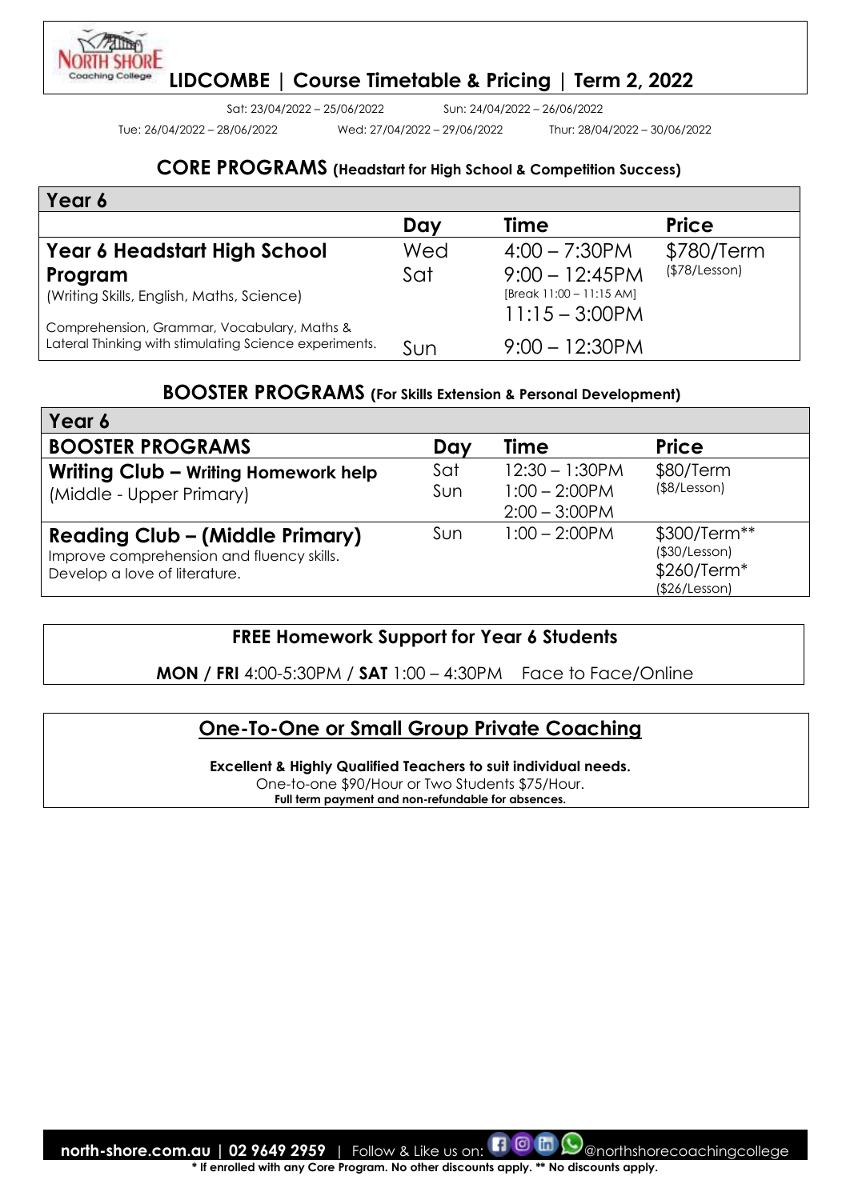# LIDCOMBE | Course Timetable & Pricing | Term 2, 2022

Sat: 23/04/2022 – 25/06/2022 Sun: 24/04/2022 – 26/06/2022

Tue: 26/04/2022 – 28/06/2022 Wed: 27/04/2022 – 29/06/2022 Thur: 28/04/2022 – 30/06/2022

## CORE PROGRAMS (Headstart for High School & Competition Success)

| Year 6 | | | |
|---|---|---|---|
| | **Day** | **Time** | **Price** |
| **Year 6 Headstart High School Program**<br>(Writing Skills, English, Maths, Science)<br>Comprehension, Grammar, Vocabulary, Maths & Lateral Thinking with stimulating Science experiments. | Wed<br>Sat<br><br>Sun | 4:00 – 7:30PM<br>9:00 – 12:45PM<br>[Break 11:00 – 11:15 AM]<br>11:15 – 3:00PM<br>9:00 – 12:30PM | $780/Term<br>($78/Lesson) |

## BOOSTER PROGRAMS (For Skills Extension & Personal Development)

| Year 6 | | | |
|---|---|---|---|
| **BOOSTER PROGRAMS** | **Day** | **Time** | **Price** |
| **Writing Club – Writing Homework help**<br>(Middle - Upper Primary) | Sat<br>Sun | 12:30 – 1:30PM<br>1:00 – 2:00PM<br>2:00 – 3:00PM | $80/Term<br>($8/Lesson) |
| **Reading Club – (Middle Primary)**<br>Improve comprehension and fluency skills.<br>Develop a love of literature. | Sun | 1:00 – 2:00PM | $300/Term**<br>($30/Lesson)<br>$260/Term*<br>($26/Lesson) |

**FREE Homework Support for Year 6 Students**

**MON / FRI** 4:00-5:30PM / **SAT** 1:00 – 4:30PM Face to Face/Online

## One-To-One or Small Group Private Coaching

**Excellent & Highly Qualified Teachers to suit individual needs.**

One-to-one $90/Hour or Two Students $75/Hour.

**Full term payment and non-refundable for absences.**

**north-shore.com.au | 02 9649 2959** | Follow & Like us on: @northshorecoachingcollege

**\* If enrolled with any Core Program. No other discounts apply. \*\* No discounts apply.**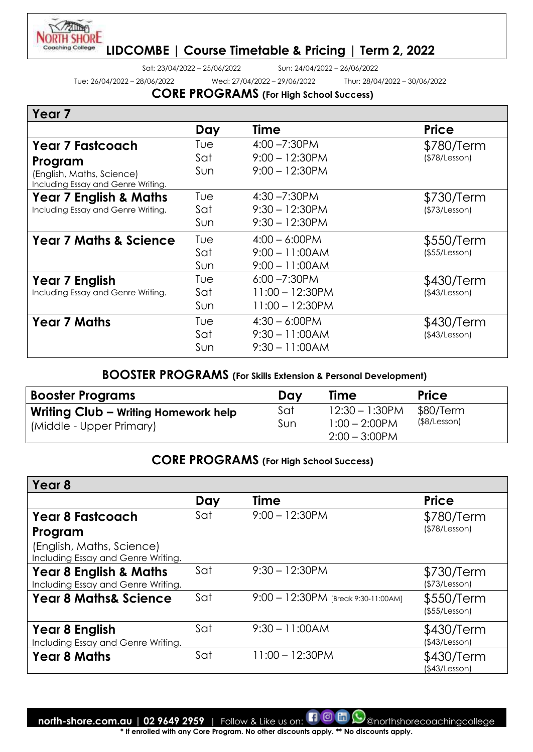# LIDCOMBE | Course Timetable & Pricing | Term 2, 2022

Sat: 23/04/2022 – 25/06/2022 Sun: 24/04/2022 – 26/06/2022

Tue: 26/04/2022 – 28/06/2022 Wed: 27/04/2022 – 29/06/2022 Thur: 28/04/2022 – 30/06/2022

## CORE PROGRAMS (For High School Success)

| Year 7 | Day | Time | Price |
|---|---|---|---|
| **Year 7 Fastcoach Program** (English, Maths, Science) Including Essay and Genre Writing. | Tue<br>Sat<br>Sun | 4:00 –7:30PM<br>9:00 – 12:30PM<br>9:00 – 12:30PM | $780/Term ($78/Lesson) |
| **Year 7 English & Maths** Including Essay and Genre Writing. | Tue<br>Sat<br>Sun | 4:30 –7:30PM<br>9:30 – 12:30PM<br>9:30 – 12:30PM | $730/Term ($73/Lesson) |
| **Year 7 Maths & Science** | Tue<br>Sat<br>Sun | 4:00 – 6:00PM<br>9:00 – 11:00AM<br>9:00 – 11:00AM | $550/Term ($55/Lesson) |
| **Year 7 English** Including Essay and Genre Writing. | Tue<br>Sat<br>Sun | 6:00 –7:30PM<br>11:00 – 12:30PM<br>11:00 – 12:30PM | $430/Term ($43/Lesson) |
| **Year 7 Maths** | Tue<br>Sat<br>Sun | 4:30 – 6:00PM<br>9:30 – 11:00AM<br>9:30 – 11:00AM | $430/Term ($43/Lesson) |

## BOOSTER PROGRAMS (For Skills Extension & Personal Development)

| Booster Programs | Day | Time | Price |
|---|---|---|---|
| **Writing Club – Writing Homework help** (Middle - Upper Primary) | Sat<br>Sun | 12:30 – 1:30PM<br>1:00 – 2:00PM<br>2:00 – 3:00PM | $80/Term ($8/Lesson) |

## CORE PROGRAMS (For High School Success)

| Year 8 | Day | Time | Price |
|---|---|---|---|
| **Year 8 Fastcoach Program** (English, Maths, Science) Including Essay and Genre Writing. | Sat | 9:00 – 12:30PM | $780/Term ($78/Lesson) |
| **Year 8 English & Maths** Including Essay and Genre Writing. | Sat | 9:30 – 12:30PM | $730/Term ($73/Lesson) |
| **Year 8 Maths& Science** | Sat | 9:00 – 12:30PM [Break 9:30-11:00AM] | $550/Term ($55/Lesson) |
| **Year 8 English** Including Essay and Genre Writing. | Sat | 9:30 – 11:00AM | $430/Term ($43/Lesson) |
| **Year 8 Maths** | Sat | 11:00 – 12:30PM | $430/Term ($43/Lesson) |

**north-shore.com.au | 02 9649 2959** | Follow & Like us on: @northshorecoachingcollege

**\* If enrolled with any Core Program. No other discounts apply. \*\* No discounts apply.**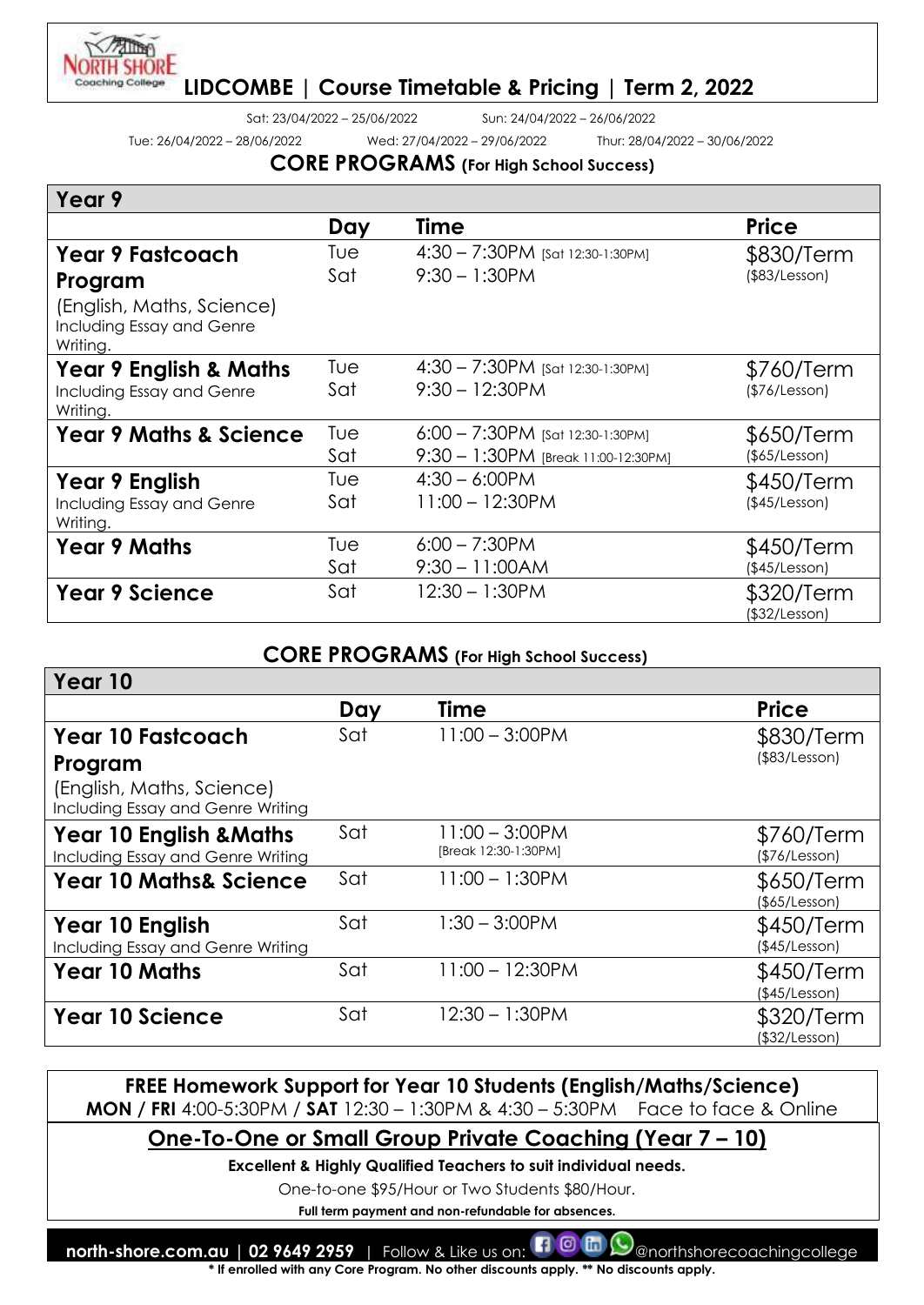# LIDCOMBE | Course Timetable & Pricing | Term 2, 2022

Sat: 23/04/2022 – 25/06/2022 Sun: 24/04/2022 – 26/06/2022

Tue: 26/04/2022 – 28/06/2022 Wed: 27/04/2022 – 29/06/2022 Thur: 28/04/2022 – 30/06/2022

## CORE PROGRAMS (For High School Success)

| Year 9 | Day | Time | Price |
|---|---|---|---|
| **Year 9 Fastcoach Program** (English, Maths, Science) Including Essay and Genre Writing. | Tue<br>Sat | 4:30 – 7:30PM [Sat 12:30-1:30PM]<br>9:30 – 1:30PM | $830/Term ($83/Lesson) |
| **Year 9 English & Maths** Including Essay and Genre Writing. | Tue<br>Sat | 4:30 – 7:30PM [Sat 12:30-1:30PM]<br>9:30 – 12:30PM | $760/Term ($76/Lesson) |
| **Year 9 Maths & Science** | Tue<br>Sat | 6:00 – 7:30PM [Sat 12:30-1:30PM]<br>9:30 – 1:30PM [Break 11:00-12:30PM] | $650/Term ($65/Lesson) |
| **Year 9 English** Including Essay and Genre Writing. | Tue<br>Sat | 4:30 – 6:00PM<br>11:00 – 12:30PM | $450/Term ($45/Lesson) |
| **Year 9 Maths** | Tue<br>Sat | 6:00 – 7:30PM<br>9:30 – 11:00AM | $450/Term ($45/Lesson) |
| **Year 9 Science** | Sat | 12:30 – 1:30PM | $320/Term ($32/Lesson) |

## CORE PROGRAMS (For High School Success)

| Year 10 | Day | Time | Price |
|---|---|---|---|
| **Year 10 Fastcoach Program** (English, Maths, Science) Including Essay and Genre Writing | Sat | 11:00 – 3:00PM | $830/Term ($83/Lesson) |
| **Year 10 English &Maths** Including Essay and Genre Writing | Sat | 11:00 – 3:00PM [Break 12:30-1:30PM] | $760/Term ($76/Lesson) |
| **Year 10 Maths& Science** | Sat | 11:00 – 1:30PM | $650/Term ($65/Lesson) |
| **Year 10 English** Including Essay and Genre Writing | Sat | 1:30 – 3:00PM | $450/Term ($45/Lesson) |
| **Year 10 Maths** | Sat | 11:00 – 12:30PM | $450/Term ($45/Lesson) |
| **Year 10 Science** | Sat | 12:30 – 1:30PM | $320/Term ($32/Lesson) |

**FREE Homework Support for Year 10 Students (English/Maths/Science)**
**MON / FRI** 4:00-5:30PM / **SAT** 12:30 – 1:30PM & 4:30 – 5:30PM Face to face & Online

## One-To-One or Small Group Private Coaching (Year 7 – 10)

**Excellent & Highly Qualified Teachers to suit individual needs.**

One-to-one $95/Hour or Two Students $80/Hour.

**Full term payment and non-refundable for absences.**

**north-shore.com.au | 02 9649 2959** | Follow & Like us on: @northshorecoachingcollege

**\* If enrolled with any Core Program. No other discounts apply. \*\* No discounts apply.**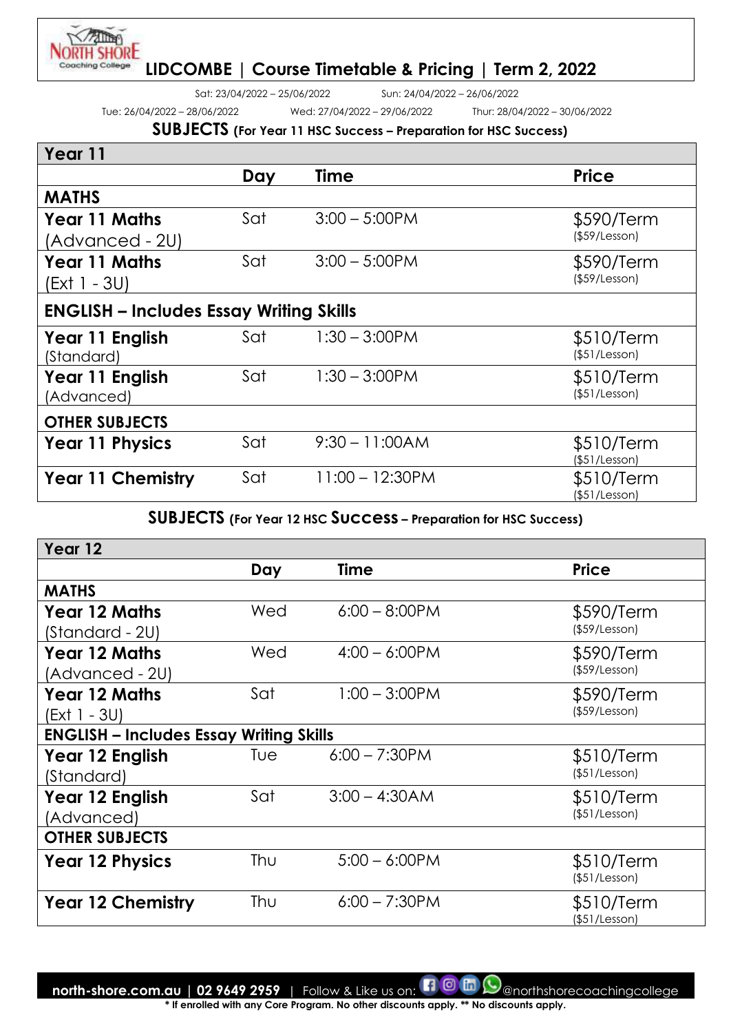# LIDCOMBE | Course Timetable & Pricing | Term 2, 2022

Sat: 23/04/2022 – 25/06/2022 Sun: 24/04/2022 – 26/06/2022

Tue: 26/04/2022 – 28/06/2022 Wed: 27/04/2022 – 29/06/2022 Thur: 28/04/2022 – 30/06/2022

## SUBJECTS (For Year 11 HSC Success – Preparation for HSC Success)

| Year 11 | | | |
|---|---|---|---|
| | **Day** | **Time** | **Price** |
| **MATHS** | | | |
| **Year 11 Maths** (Advanced - 2U) | Sat | 3:00 – 5:00PM | $590/Term ($59/Lesson) |
| **Year 11 Maths** (Ext 1 - 3U) | Sat | 3:00 – 5:00PM | $590/Term ($59/Lesson) |
| **ENGLISH – Includes Essay Writing Skills** | | | |
| **Year 11 English** (Standard) | Sat | 1:30 – 3:00PM | $510/Term ($51/Lesson) |
| **Year 11 English** (Advanced) | Sat | 1:30 – 3:00PM | $510/Term ($51/Lesson) |
| **OTHER SUBJECTS** | | | |
| **Year 11 Physics** | Sat | 9:30 – 11:00AM | $510/Term ($51/Lesson) |
| **Year 11 Chemistry** | Sat | 11:00 – 12:30PM | $510/Term ($51/Lesson) |

## SUBJECTS (For Year 12 HSC Success – Preparation for HSC Success)

| Year 12 | | | |
|---|---|---|---|
| | **Day** | **Time** | **Price** |
| **MATHS** | | | |
| **Year 12 Maths** (Standard - 2U) | Wed | 6:00 – 8:00PM | $590/Term ($59/Lesson) |
| **Year 12 Maths** (Advanced - 2U) | Wed | 4:00 – 6:00PM | $590/Term ($59/Lesson) |
| **Year 12 Maths** (Ext 1 - 3U) | Sat | 1:00 – 3:00PM | $590/Term ($59/Lesson) |
| **ENGLISH – Includes Essay Writing Skills** | | | |
| **Year 12 English** (Standard) | Tue | 6:00 – 7:30PM | $510/Term ($51/Lesson) |
| **Year 12 English** (Advanced) | Sat | 3:00 – 4:30AM | $510/Term ($51/Lesson) |
| **OTHER SUBJECTS** | | | |
| **Year 12 Physics** | Thu | 5:00 – 6:00PM | $510/Term ($51/Lesson) |
| **Year 12 Chemistry** | Thu | 6:00 – 7:30PM | $510/Term ($51/Lesson) |

**north-shore.com.au | 02 9649 2959** | Follow & Like us on: @northshorecoachingcollege

**\* If enrolled with any Core Program. No other discounts apply. \*\* No discounts apply.**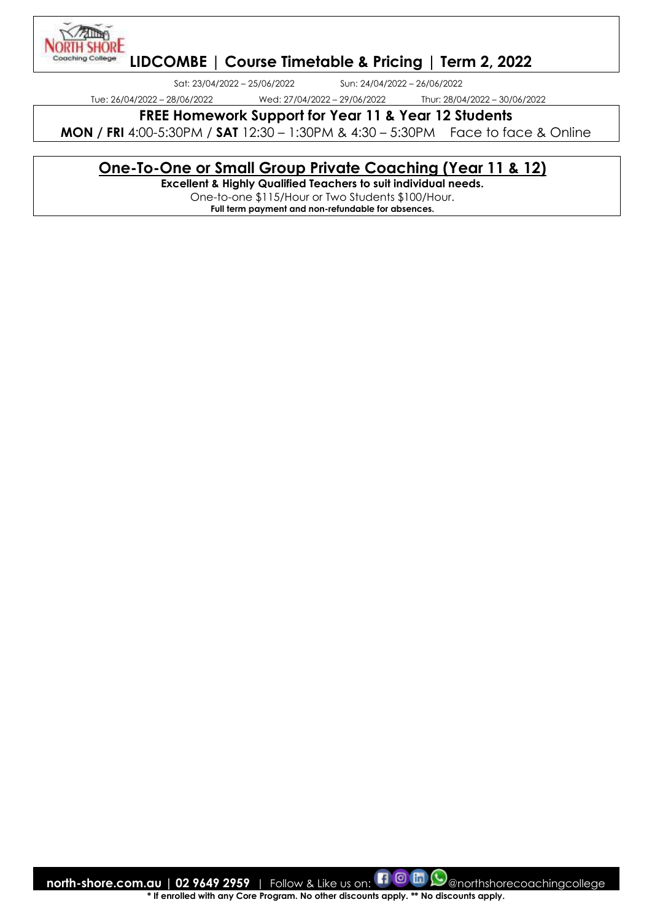# LIDCOMBE | Course Timetable & Pricing | Term 2, 2022

Sat: 23/04/2022 – 25/06/2022 Sun: 24/04/2022 – 26/06/2022

Tue: 26/04/2022 – 28/06/2022 Wed: 27/04/2022 – 29/06/2022 Thur: 28/04/2022 – 30/06/2022

**FREE Homework Support for Year 11 & Year 12 Students**

**MON / FRI** 4:00-5:30PM / **SAT** 12:30 – 1:30PM & 4:30 – 5:30PM Face to face & Online

## One-To-One or Small Group Private Coaching (Year 11 & 12)

**Excellent & Highly Qualified Teachers to suit individual needs.**

One-to-one $115/Hour or Two Students $100/Hour.

**Full term payment and non-refundable for absences.**

**north-shore.com.au | 02 9649 2959** | Follow & Like us on: @northshorecoachingcollege

**\* If enrolled with any Core Program. No other discounts apply. \*\* No discounts apply.**